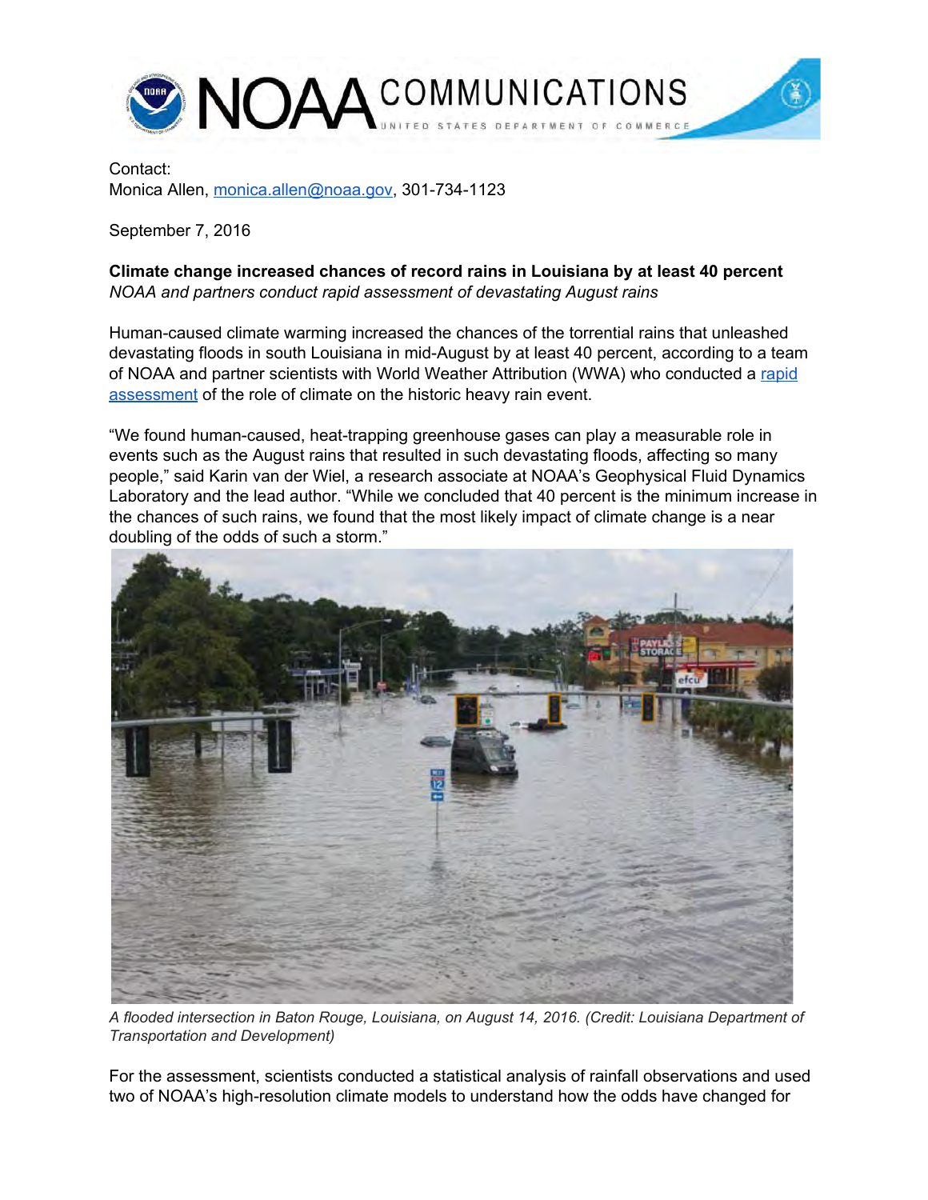Contact:
Monica Allen, monica.allen@noaa.gov, 301-734-1123

September 7, 2016

**Climate change increased chances of record rains in Louisiana by at least 40 percent**
*NOAA and partners conduct rapid assessment of devastating August rains*

Human-caused climate warming increased the chances of the torrential rains that unleashed devastating floods in south Louisiana in mid-August by at least 40 percent, according to a team of NOAA and partner scientists with World Weather Attribution (WWA) who conducted a rapid assessment of the role of climate on the historic heavy rain event.

"We found human-caused, heat-trapping greenhouse gases can play a measurable role in events such as the August rains that resulted in such devastating floods, affecting so many people," said Karin van der Wiel, a research associate at NOAA's Geophysical Fluid Dynamics Laboratory and the lead author. "While we concluded that 40 percent is the minimum increase in the chances of such rains, we found that the most likely impact of climate change is a near doubling of the odds of such a storm."

*A flooded intersection in Baton Rouge, Louisiana, on August 14, 2016. (Credit: Louisiana Department of Transportation and Development)*

For the assessment, scientists conducted a statistical analysis of rainfall observations and used two of NOAA's high-resolution climate models to understand how the odds have changed for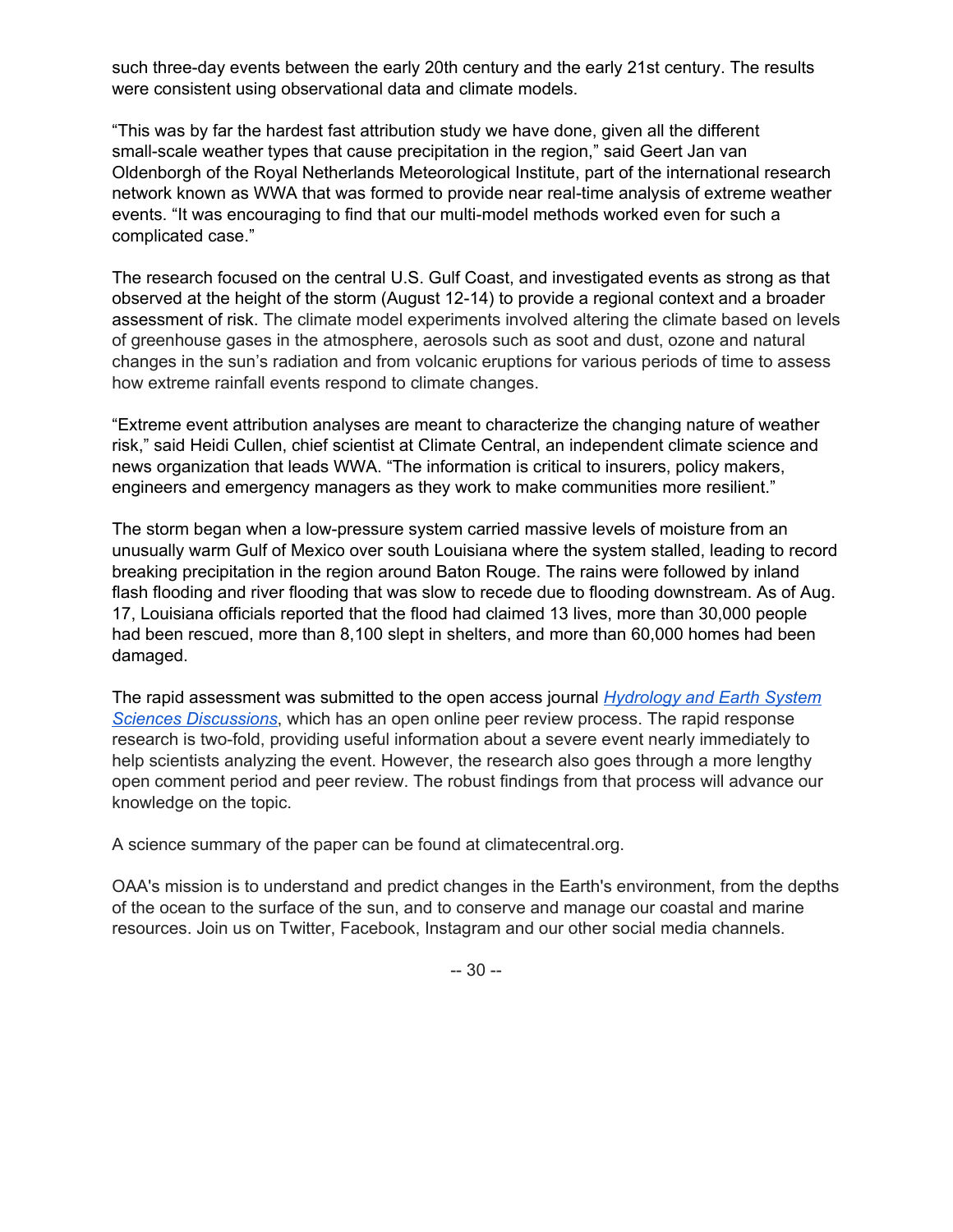such three-day events between the early 20th century and the early 21st century. The results were consistent using observational data and climate models.

“This was by far the hardest fast attribution study we have done, given all the different small-scale weather types that cause precipitation in the region,” said Geert Jan van Oldenborgh of the Royal Netherlands Meteorological Institute, part of the international research network known as WWA that was formed to provide near real-time analysis of extreme weather events. “It was encouraging to find that our multi-model methods worked even for such a complicated case.”

The research focused on the central U.S. Gulf Coast, and investigated events as strong as that observed at the height of the storm (August 12-14) to provide a regional context and a broader assessment of risk. The climate model experiments involved altering the climate based on levels of greenhouse gases in the atmosphere, aerosols such as soot and dust, ozone and natural changes in the sun’s radiation and from volcanic eruptions for various periods of time to assess how extreme rainfall events respond to climate changes.

“Extreme event attribution analyses are meant to characterize the changing nature of weather risk,” said Heidi Cullen, chief scientist at Climate Central, an independent climate science and news organization that leads WWA. “The information is critical to insurers, policy makers, engineers and emergency managers as they work to make communities more resilient.”

The storm began when a low-pressure system carried massive levels of moisture from an unusually warm Gulf of Mexico over south Louisiana where the system stalled, leading to record breaking precipitation in the region around Baton Rouge. The rains were followed by inland flash flooding and river flooding that was slow to recede due to flooding downstream. As of Aug. 17, Louisiana officials reported that the flood had claimed 13 lives, more than 30,000 people had been rescued, more than 8,100 slept in shelters, and more than 60,000 homes had been damaged.

The rapid assessment was submitted to the open access journal *Hydrology and Earth System Sciences Discussions*, which has an open online peer review process. The rapid response research is two-fold, providing useful information about a severe event nearly immediately to help scientists analyzing the event. However, the research also goes through a more lengthy open comment period and peer review. The robust findings from that process will advance our knowledge on the topic.

A science summary of the paper can be found at climatecentral.org.

OAA's mission is to understand and predict changes in the Earth's environment, from the depths of the ocean to the surface of the sun, and to conserve and manage our coastal and marine resources. Join us on Twitter, Facebook, Instagram and our other social media channels.

-- 30 --